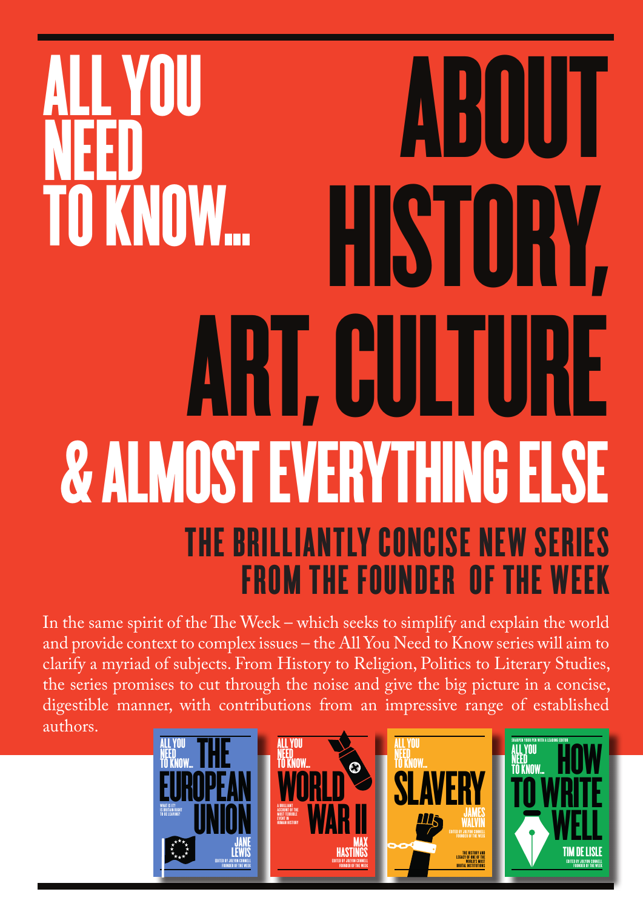# ALL YOU NEED TO KNOW... ABOUT HISTORY, ART, CULTURE & ALMOST EVERYTHING ELSE

## THE BRILLIANTLY CONCISE NEW SERIES FROM THE FOUNDER OF THE WEEK

In the same spirit of the The Week – which seeks to simplify and explain the world and provide context to complex issues – the All You Need to Know series will aim to clarify a myriad of subjects. From History to Religion, Politics to Literary Studies, the series promises to cut through the noise and give the big picture in a concise, digestible manner, with contributions from an impressive range of established authors.

ALL YOU NEED TO KNOW... THE EUROPEAN UNION
WHAT IS IT? IS BRITAIN RIGHT TO BE LEAVING?
JANE LEWIS
EDITED BY JOLYON CONNELL FOUNDER OF THE WEEK

ALL YOU NEED TO KNOW... WORLD WAR II
A BRILLIANT ACCOUNT OF THE MOST TERRIBLE EVENT IN HUMAN HISTORY
MAX HASTINGS
EDITED BY JOLYON CONNELL FOUNDER OF THE WEEK

ALL YOU NEED TO KNOW... SLAVERY
JAMES WALVIN
EDITED BY JOLYON CONNELL FOUNDER OF THE WEEK
THE HISTORY AND LEGACY OF ONE OF THE WORLD'S MOST BRUTAL INSTITUTIONS

SHARPEN YOUR PEN WITH A LEADING EDITOR
ALL YOU NEED TO KNOW... HOW TO WRITE WELL
TIM DE LISLE
EDITED BY JOLYON CONNELL FOUNDER OF THE WEEK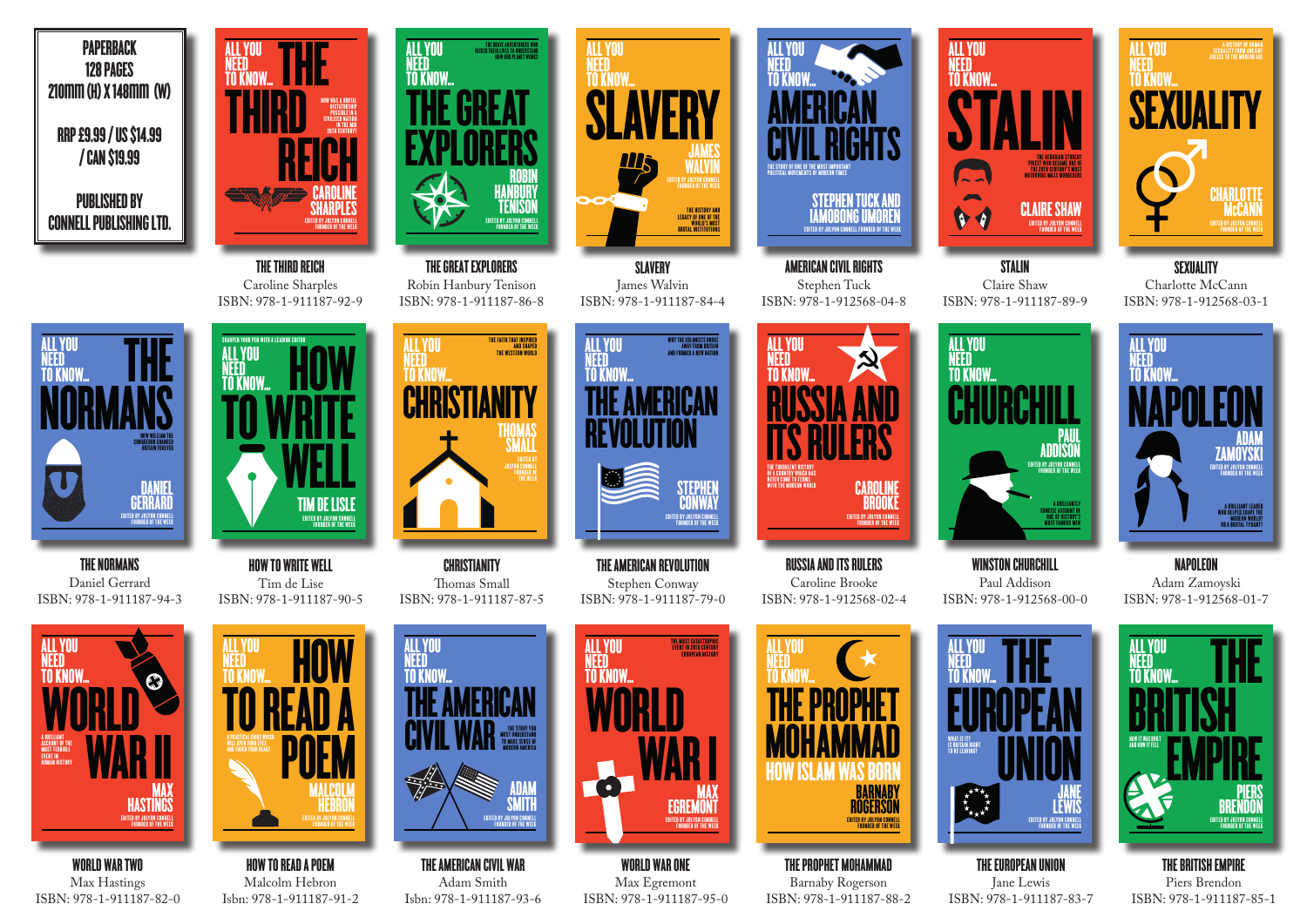PAPERBACK
128 PAGES
210mm (H) X 148mm (W)

RRP £9.99 / US $14.99 / CAN $19.99

PUBLISHED BY CONNELL PUBLISHING LTD.

**THE THIRD REICH**
Caroline Sharples
ISBN: 978-1-911187-92-9

**THE GREAT EXPLORERS**
Robin Hanbury Tenison
ISBN: 978-1-911187-86-8

**SLAVERY**
James Walvin
ISBN: 978-1-911187-84-4

**AMERICAN CIVIL RIGHTS**
Stephen Tuck
ISBN: 978-1-912568-04-8

**STALIN**
Claire Shaw
ISBN: 978-1-911187-89-9

**SEXUALITY**
Charlotte McCann
ISBN: 978-1-912568-03-1

**THE NORMANS**
Daniel Gerrard
ISBN: 978-1-911187-94-3

**HOW TO WRITE WELL**
Tim de Lise
ISBN: 978-1-911187-90-5

**CHRISTIANITY**
Thomas Small
ISBN: 978-1-911187-87-5

**THE AMERICAN REVOLUTION**
Stephen Conway
ISBN: 978-1-911187-79-0

**RUSSIA AND ITS RULERS**
Caroline Brooke
ISBN: 978-1-912568-02-4

**WINSTON CHURCHILL**
Paul Addison
ISBN: 978-1-912568-00-0

**NAPOLEON**
Adam Zamoyski
ISBN: 978-1-912568-01-7

**WORLD WAR TWO**
Max Hastings
ISBN: 978-1-911187-82-0

**HOW TO READ A POEM**
Malcolm Hebron
Isbn: 978-1-911187-91-2

**THE AMERICAN CIVIL WAR**
Adam Smith
Isbn: 978-1-911187-93-6

**WORLD WAR ONE**
Max Egremont
ISBN: 978-1-911187-95-0

**THE PROPHET MOHAMMAD**
Barnaby Rogerson
ISBN: 978-1-911187-88-2

**THE EUROPEAN UNION**
Jane Lewis
ISBN: 978-1-911187-83-7

**THE BRITISH EMPIRE**
Piers Brendon
ISBN: 978-1-911187-85-1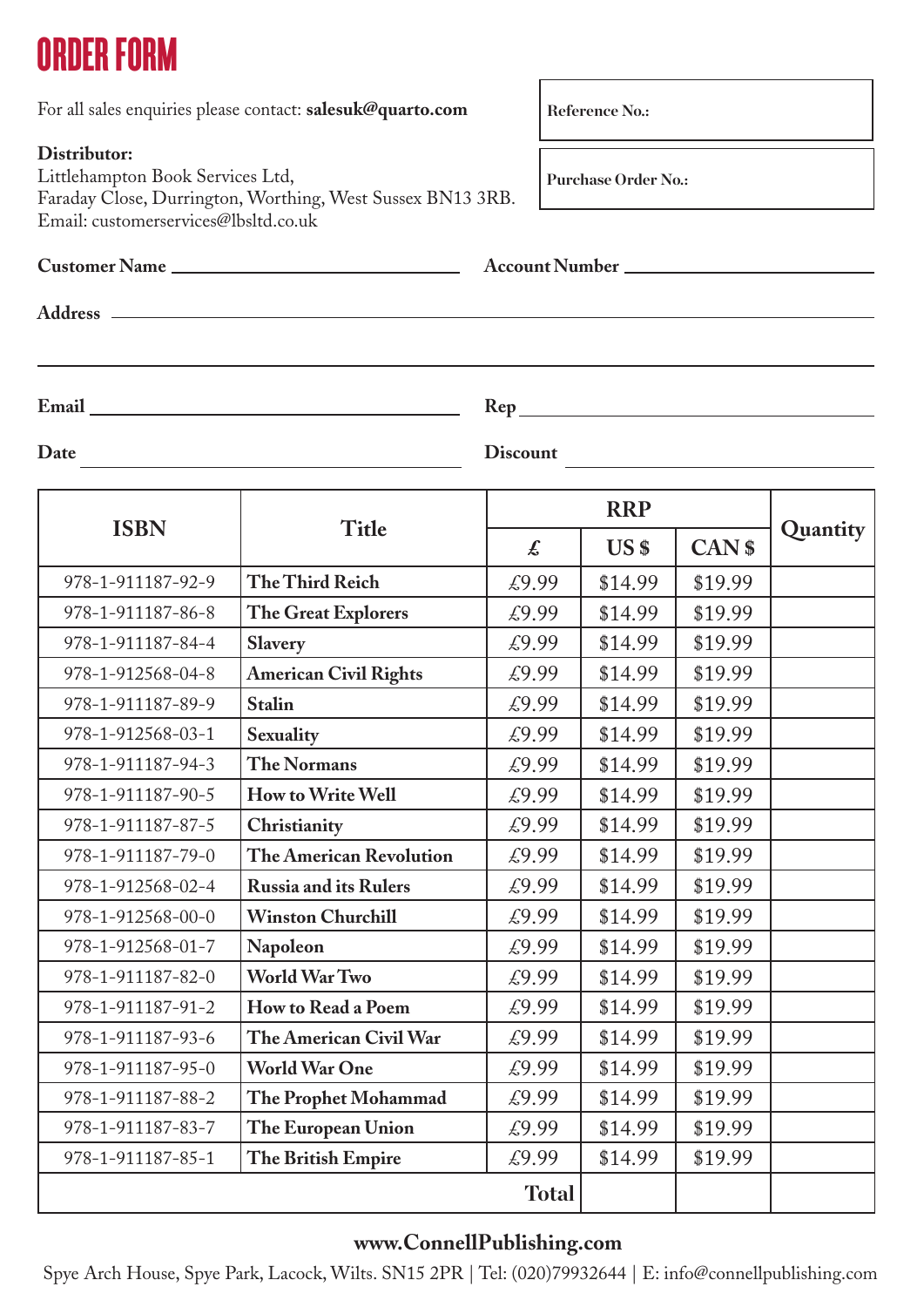# ORDER FORM

For all sales enquiries please contact: **salesuk@quarto.com**

**Distributor:**
Littlehampton Book Services Ltd,
Faraday Close, Durrington, Worthing, West Sussex BN13 3RB.
Email: customerservices@lbsltd.co.uk

**Reference No.:**

**Purchase Order No.:**

**Customer Name** ______________________ **Account Number** ______________________

**Address** ______________________

**Email** ______________________ **Rep** ______________________

**Date** ______________________ **Discount** ______________________

| ISBN | Title | RRP | | | Quantity |
|---|---|---|---|---|---|
| | | £ | US $ | CAN $ | |
| 978-1-911187-92-9 | **The Third Reich** | £9.99 | $14.99 | $19.99 | |
| 978-1-911187-86-8 | **The Great Explorers** | £9.99 | $14.99 | $19.99 | |
| 978-1-911187-84-4 | **Slavery** | £9.99 | $14.99 | $19.99 | |
| 978-1-912568-04-8 | **American Civil Rights** | £9.99 | $14.99 | $19.99 | |
| 978-1-911187-89-9 | **Stalin** | £9.99 | $14.99 | $19.99 | |
| 978-1-912568-03-1 | **Sexuality** | £9.99 | $14.99 | $19.99 | |
| 978-1-911187-94-3 | **The Normans** | £9.99 | $14.99 | $19.99 | |
| 978-1-911187-90-5 | **How to Write Well** | £9.99 | $14.99 | $19.99 | |
| 978-1-911187-87-5 | **Christianity** | £9.99 | $14.99 | $19.99 | |
| 978-1-911187-79-0 | **The American Revolution** | £9.99 | $14.99 | $19.99 | |
| 978-1-912568-02-4 | **Russia and its Rulers** | £9.99 | $14.99 | $19.99 | |
| 978-1-912568-00-0 | **Winston Churchill** | £9.99 | $14.99 | $19.99 | |
| 978-1-912568-01-7 | **Napoleon** | £9.99 | $14.99 | $19.99 | |
| 978-1-911187-82-0 | **World War Two** | £9.99 | $14.99 | $19.99 | |
| 978-1-911187-91-2 | **How to Read a Poem** | £9.99 | $14.99 | $19.99 | |
| 978-1-911187-93-6 | **The American Civil War** | £9.99 | $14.99 | $19.99 | |
| 978-1-911187-95-0 | **World War One** | £9.99 | $14.99 | $19.99 | |
| 978-1-911187-88-2 | **The Prophet Mohammad** | £9.99 | $14.99 | $19.99 | |
| 978-1-911187-83-7 | **The European Union** | £9.99 | $14.99 | $19.99 | |
| 978-1-911187-85-1 | **The British Empire** | £9.99 | $14.99 | $19.99 | |
| | | **Total** | | | |

**www.ConnellPublishing.com**

Spye Arch House, Spye Park, Lacock, Wilts. SN15 2PR | Tel: (020)79932644 | E: info@connellpublishing.com